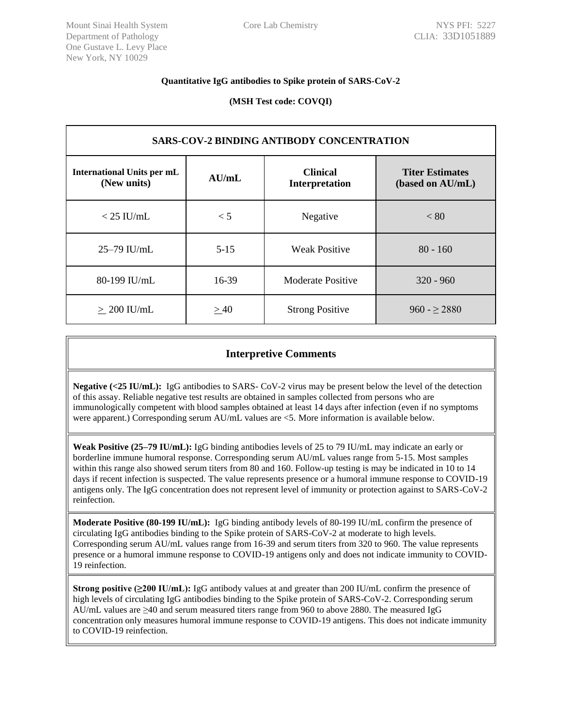Mount Sinai Health System
Department of Pathology
One Gustave L. Levy Place
New York, NY 10029

Core Lab Chemistry

NYS PFI: 5227
CLIA: 33D1051889

**Quantitative IgG antibodies to Spike protein of SARS-CoV-2**

**(MSH Test code: COVQI)**

| **SARS-COV-2 BINDING ANTIBODY CONCENTRATION** | | | |
|---|---|---|---|
| **International Units per mL (New units)** | **AU/mL** | **Clinical Interpretation** | **Titer Estimates (based on AU/mL)** |
| < 25 IU/mL | < 5 | Negative | < 80 |
| 25–79 IU/mL | 5-15 | Weak Positive | 80 - 160 |
| 80-199 IU/mL | 16-39 | Moderate Positive | 320 - 960 |
| ≥ 200 IU/mL | ≥ 40 | Strong Positive | 960 - ≥ 2880 |

## Interpretive Comments

**Negative (<25 IU/mL):** IgG antibodies to SARS- CoV-2 virus may be present below the level of the detection of this assay. Reliable negative test results are obtained in samples collected from persons who are immunologically competent with blood samples obtained at least 14 days after infection (even if no symptoms were apparent.) Corresponding serum AU/mL values are <5. More information is available below.

**Weak Positive (25–79 IU/mL):** IgG binding antibodies levels of 25 to 79 IU/mL may indicate an early or borderline immune humoral response. Corresponding serum AU/mL values range from 5-15. Most samples within this range also showed serum titers from 80 and 160. Follow-up testing is may be indicated in 10 to 14 days if recent infection is suspected. The value represents presence or a humoral immune response to COVID-19 antigens only. The IgG concentration does not represent level of immunity or protection against to SARS-CoV-2 reinfection.

**Moderate Positive (80-199 IU/mL):** IgG binding antibody levels of 80-199 IU/mL confirm the presence of circulating IgG antibodies binding to the Spike protein of SARS-CoV-2 at moderate to high levels. Corresponding serum AU/mL values range from 16-39 and serum titers from 320 to 960. The value represents presence or a humoral immune response to COVID-19 antigens only and does not indicate immunity to COVID-19 reinfection.

**Strong positive (≥200 IU/mL):** IgG antibody values at and greater than 200 IU/mL confirm the presence of high levels of circulating IgG antibodies binding to the Spike protein of SARS-CoV-2. Corresponding serum AU/mL values are ≥40 and serum measured titers range from 960 to above 2880. The measured IgG concentration only measures humoral immune response to COVID-19 antigens. This does not indicate immunity to COVID-19 reinfection.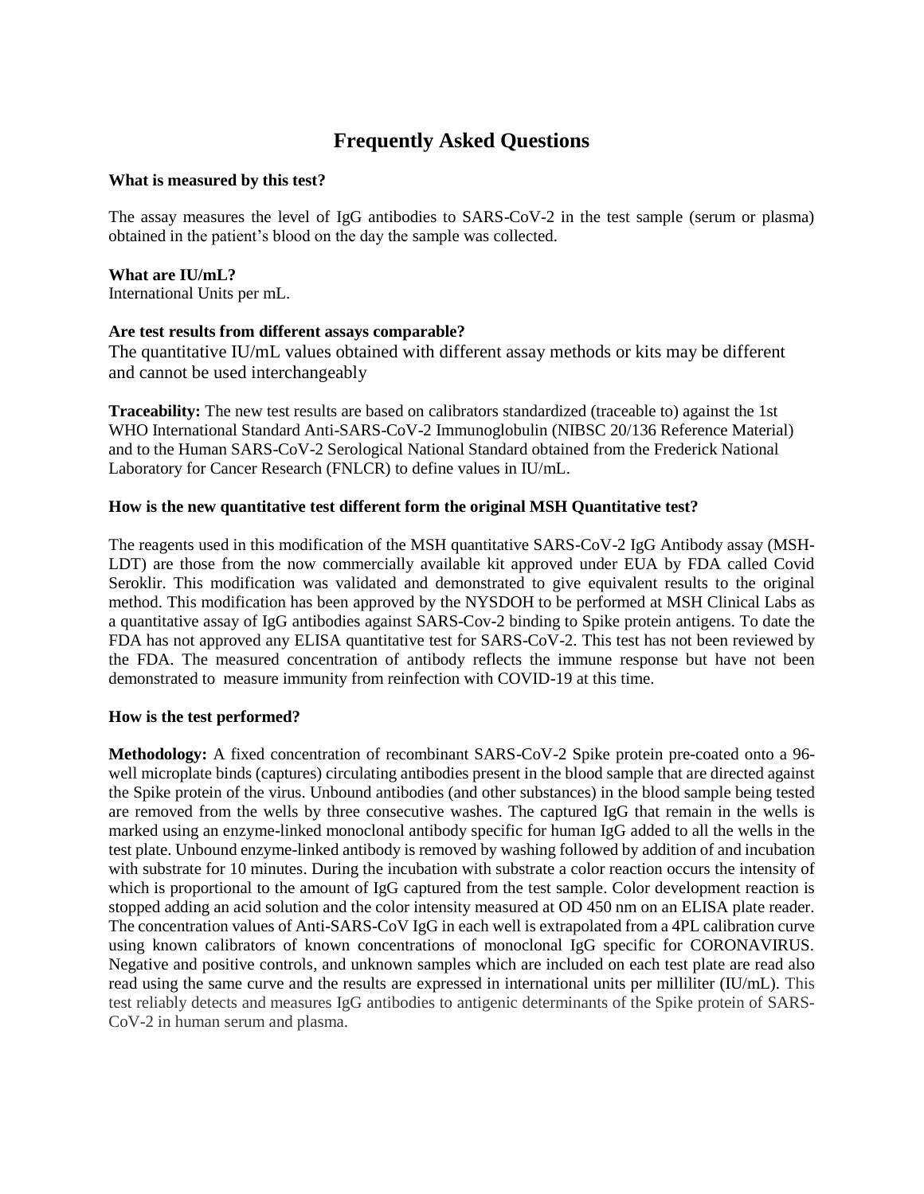# Frequently Asked Questions

**What is measured by this test?**

The assay measures the level of IgG antibodies to SARS-CoV-2 in the test sample (serum or plasma) obtained in the patient's blood on the day the sample was collected.

**What are IU/mL?**
International Units per mL.

**Are test results from different assays comparable?**
The quantitative IU/mL values obtained with different assay methods or kits may be different and cannot be used interchangeably

**Traceability:** The new test results are based on calibrators standardized (traceable to) against the 1st WHO International Standard Anti-SARS-CoV-2 Immunoglobulin (NIBSC 20/136 Reference Material) and to the Human SARS-CoV-2 Serological National Standard obtained from the Frederick National Laboratory for Cancer Research (FNLCR) to define values in IU/mL.

**How is the new quantitative test different form the original MSH Quantitative test?**

The reagents used in this modification of the MSH quantitative SARS-CoV-2 IgG Antibody assay (MSH-LDT) are those from the now commercially available kit approved under EUA by FDA called Covid Seroklir. This modification was validated and demonstrated to give equivalent results to the original method. This modification has been approved by the NYSDOH to be performed at MSH Clinical Labs as a quantitative assay of IgG antibodies against SARS-Cov-2 binding to Spike protein antigens. To date the FDA has not approved any ELISA quantitative test for SARS-CoV-2. This test has not been reviewed by the FDA. The measured concentration of antibody reflects the immune response but have not been demonstrated to measure immunity from reinfection with COVID-19 at this time.

**How is the test performed?**

**Methodology:** A fixed concentration of recombinant SARS-CoV-2 Spike protein pre-coated onto a 96-well microplate binds (captures) circulating antibodies present in the blood sample that are directed against the Spike protein of the virus. Unbound antibodies (and other substances) in the blood sample being tested are removed from the wells by three consecutive washes. The captured IgG that remain in the wells is marked using an enzyme-linked monoclonal antibody specific for human IgG added to all the wells in the test plate. Unbound enzyme-linked antibody is removed by washing followed by addition of and incubation with substrate for 10 minutes. During the incubation with substrate a color reaction occurs the intensity of which is proportional to the amount of IgG captured from the test sample. Color development reaction is stopped adding an acid solution and the color intensity measured at OD 450 nm on an ELISA plate reader. The concentration values of Anti-SARS-CoV IgG in each well is extrapolated from a 4PL calibration curve using known calibrators of known concentrations of monoclonal IgG specific for CORONAVIRUS. Negative and positive controls, and unknown samples which are included on each test plate are read also read using the same curve and the results are expressed in international units per milliliter (IU/mL). This test reliably detects and measures IgG antibodies to antigenic determinants of the Spike protein of SARS-CoV-2 in human serum and plasma.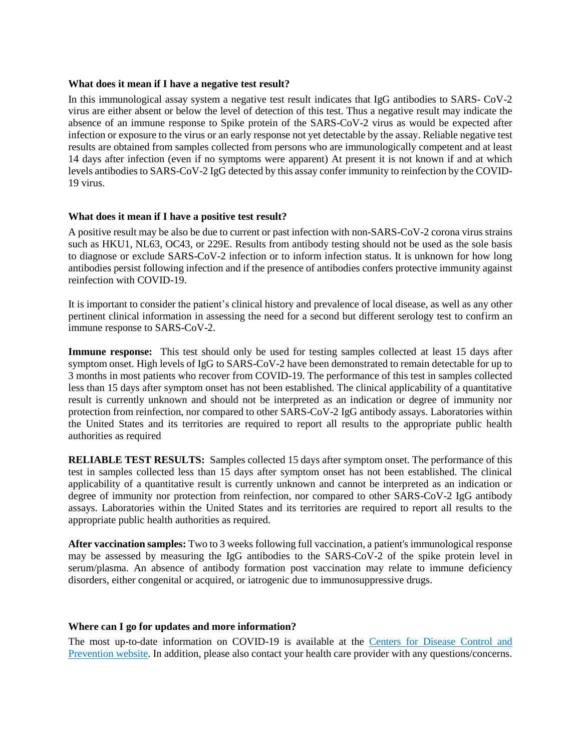### What does it mean if I have a negative test result?

In this immunological assay system a negative test result indicates that IgG antibodies to SARS- CoV-2 virus are either absent or below the level of detection of this test. Thus a negative result may indicate the absence of an immune response to Spike protein of the SARS-CoV-2 virus as would be expected after infection or exposure to the virus or an early response not yet detectable by the assay. Reliable negative test results are obtained from samples collected from persons who are immunologically competent and at least 14 days after infection (even if no symptoms were apparent) At present it is not known if and at which levels antibodies to SARS-CoV-2 IgG detected by this assay confer immunity to reinfection by the COVID-19 virus.

### What does it mean if I have a positive test result?

A positive result may be also be due to current or past infection with non-SARS-CoV-2 corona virus strains such as HKU1, NL63, OC43, or 229E. Results from antibody testing should not be used as the sole basis to diagnose or exclude SARS-CoV-2 infection or to inform infection status. It is unknown for how long antibodies persist following infection and if the presence of antibodies confers protective immunity against reinfection with COVID-19.

It is important to consider the patient's clinical history and prevalence of local disease, as well as any other pertinent clinical information in assessing the need for a second but different serology test to confirm an immune response to SARS-CoV-2.

**Immune response:** This test should only be used for testing samples collected at least 15 days after symptom onset. High levels of IgG to SARS-CoV-2 have been demonstrated to remain detectable for up to 3 months in most patients who recover from COVID-19. The performance of this test in samples collected less than 15 days after symptom onset has not been established. The clinical applicability of a quantitative result is currently unknown and should not be interpreted as an indication or degree of immunity nor protection from reinfection, nor compared to other SARS-CoV-2 IgG antibody assays. Laboratories within the United States and its territories are required to report all results to the appropriate public health authorities as required

**RELIABLE TEST RESULTS:** Samples collected 15 days after symptom onset. The performance of this test in samples collected less than 15 days after symptom onset has not been established. The clinical applicability of a quantitative result is currently unknown and cannot be interpreted as an indication or degree of immunity nor protection from reinfection, nor compared to other SARS-CoV-2 IgG antibody assays. Laboratories within the United States and its territories are required to report all results to the appropriate public health authorities as required.

**After vaccination samples:** Two to 3 weeks following full vaccination, a patient's immunological response may be assessed by measuring the IgG antibodies to the SARS-CoV-2 of the spike protein level in serum/plasma. An absence of antibody formation post vaccination may relate to immune deficiency disorders, either congenital or acquired, or iatrogenic due to immunosuppressive drugs.

### Where can I go for updates and more information?

The most up-to-date information on COVID-19 is available at the Centers for Disease Control and Prevention website. In addition, please also contact your health care provider with any questions/concerns.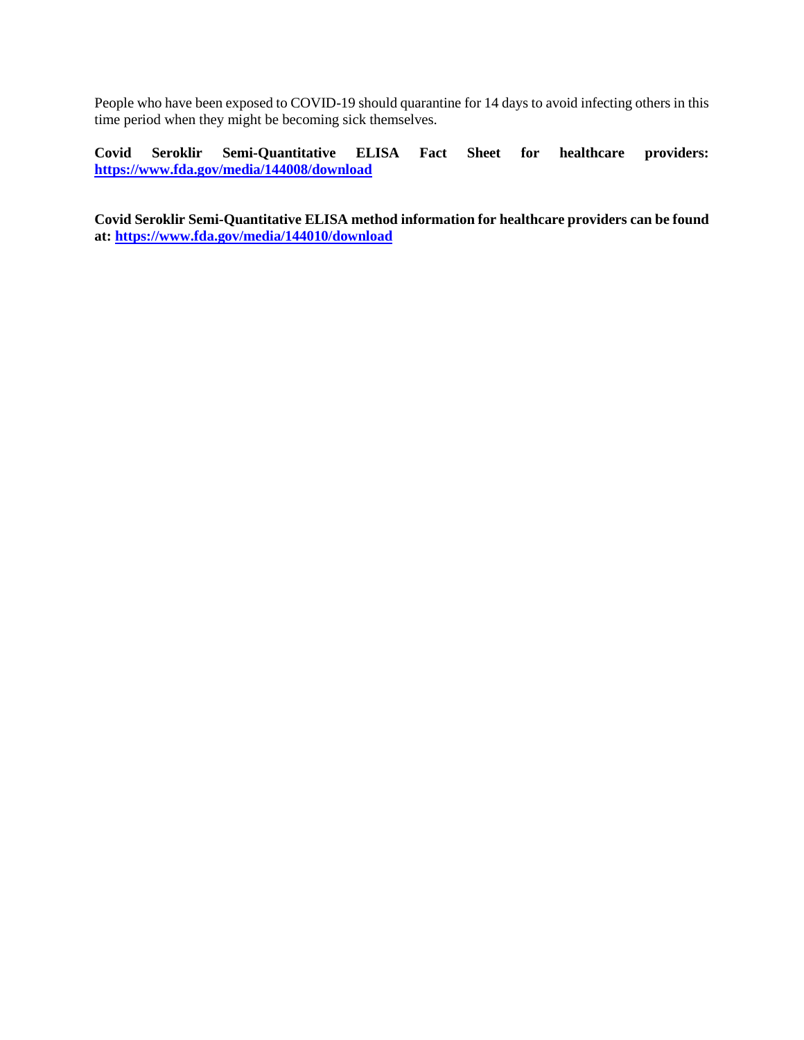People who have been exposed to COVID-19 should quarantine for 14 days to avoid infecting others in this time period when they might be becoming sick themselves.

**Covid Seroklir Semi-Quantitative ELISA Fact Sheet for healthcare providers: https://www.fda.gov/media/144008/download**

**Covid Seroklir Semi-Quantitative ELISA method information for healthcare providers can be found at: https://www.fda.gov/media/144010/download**